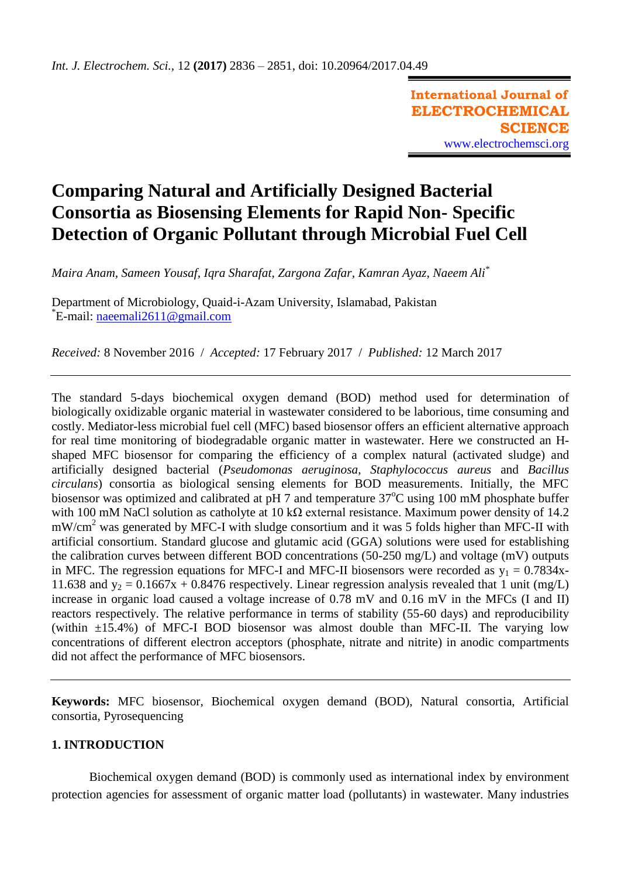# Comparing Natural and Artificially Designed Bacterial Consortia as Biosensing Elements for Rapid Non- Specific Detection of Organic Pollutant through Microbial Fuel Cell

*Maira Anam, Sameen Yousaf, Iqra Sharafat, Zargona Zafar, Kamran Ayaz, Naeem Ali*[*]

Department of Microbiology, Quaid-i-Azam University, Islamabad, Pakistan
[*]E-mail: naeemali2611@gmail.com

*Received:* 8 November 2016 / *Accepted:* 17 February 2017 / *Published:* 12 March 2017

---

The standard 5-days biochemical oxygen demand (BOD) method used for determination of biologically oxidizable organic material in wastewater considered to be laborious, time consuming and costly. Mediator-less microbial fuel cell (MFC) based biosensor offers an efficient alternative approach for real time monitoring of biodegradable organic matter in wastewater. Here we constructed an H-shaped MFC biosensor for comparing the efficiency of a complex natural (activated sludge) and artificially designed bacterial (*Pseudomonas aeruginosa*, *Staphylococcus aureus* and *Bacillus circulans*) consortia as biological sensing elements for BOD measurements. Initially, the MFC biosensor was optimized and calibrated at pH 7 and temperature 37$^{o}$C using 100 mM phosphate buffer with 100 mM NaCl solution as catholyte at 10 kΩ external resistance. Maximum power density of 14.2 mW/cm$^2$ was generated by MFC-I with sludge consortium and it was 5 folds higher than MFC-II with artificial consortium. Standard glucose and glutamic acid (GGA) solutions were used for establishing the calibration curves between different BOD concentrations (50-250 mg/L) and voltage (mV) outputs in MFC. The regression equations for MFC-I and MFC-II biosensors were recorded as $y_1 = 0.7834x-11.638$ and $y_2 = 0.1667x + 0.8476$ respectively. Linear regression analysis revealed that 1 unit (mg/L) increase in organic load caused a voltage increase of 0.78 mV and 0.16 mV in the MFCs (I and II) reactors respectively. The relative performance in terms of stability (55-60 days) and reproducibility (within ±15.4%) of MFC-I BOD biosensor was almost double than MFC-II. The varying low concentrations of different electron acceptors (phosphate, nitrate and nitrite) in anodic compartments did not affect the performance of MFC biosensors.

---

**Keywords:** MFC biosensor, Biochemical oxygen demand (BOD), Natural consortia, Artificial consortia, Pyrosequencing

## 1. INTRODUCTION

Biochemical oxygen demand (BOD) is commonly used as international index by environment protection agencies for assessment of organic matter load (pollutants) in wastewater. Many industries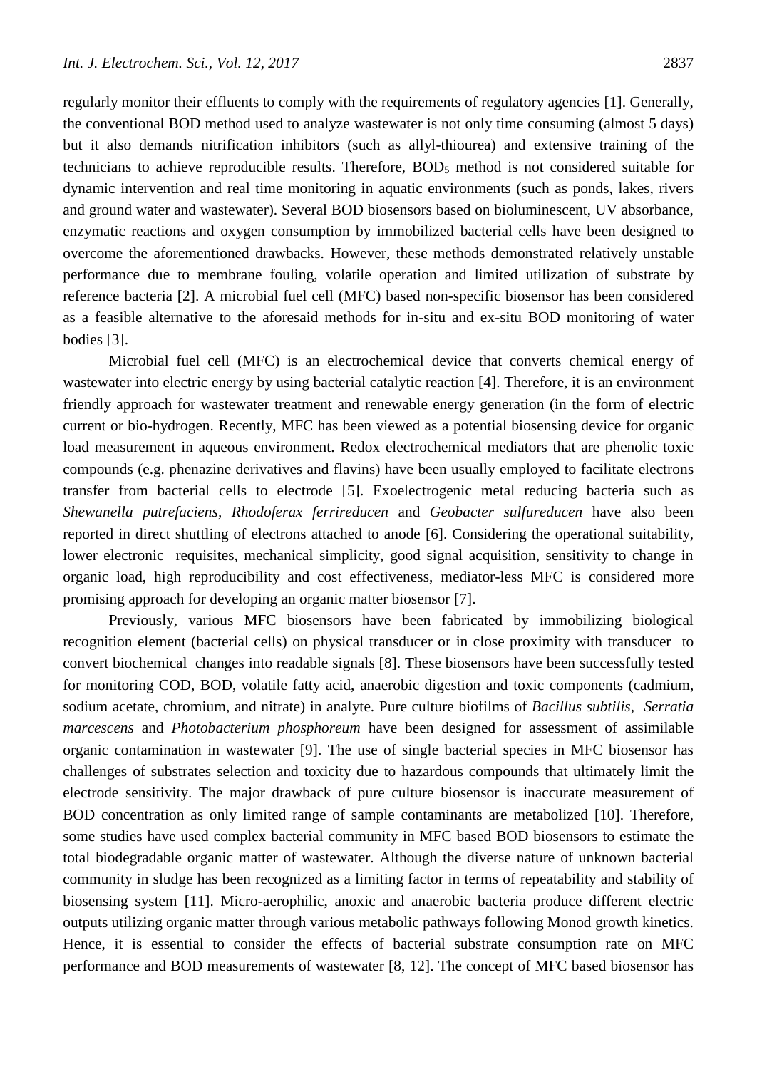regularly monitor their effluents to comply with the requirements of regulatory agencies [1]. Generally, the conventional BOD method used to analyze wastewater is not only time consuming (almost 5 days) but it also demands nitrification inhibitors (such as allyl-thiourea) and extensive training of the technicians to achieve reproducible results. Therefore, $BOD_5$ method is not considered suitable for dynamic intervention and real time monitoring in aquatic environments (such as ponds, lakes, rivers and ground water and wastewater). Several BOD biosensors based on bioluminescent, UV absorbance, enzymatic reactions and oxygen consumption by immobilized bacterial cells have been designed to overcome the aforementioned drawbacks. However, these methods demonstrated relatively unstable performance due to membrane fouling, volatile operation and limited utilization of substrate by reference bacteria [2]. A microbial fuel cell (MFC) based non-specific biosensor has been considered as a feasible alternative to the aforesaid methods for in-situ and ex-situ BOD monitoring of water bodies [3].

Microbial fuel cell (MFC) is an electrochemical device that converts chemical energy of wastewater into electric energy by using bacterial catalytic reaction [4]. Therefore, it is an environment friendly approach for wastewater treatment and renewable energy generation (in the form of electric current or bio-hydrogen. Recently, MFC has been viewed as a potential biosensing device for organic load measurement in aqueous environment. Redox electrochemical mediators that are phenolic toxic compounds (e.g. phenazine derivatives and flavins) have been usually employed to facilitate electrons transfer from bacterial cells to electrode [5]. Exoelectrogenic metal reducing bacteria such as *Shewanella putrefaciens*, *Rhodoferax ferrireducen* and *Geobacter sulfureducen* have also been reported in direct shuttling of electrons attached to anode [6]. Considering the operational suitability, lower electronic requisites, mechanical simplicity, good signal acquisition, sensitivity to change in organic load, high reproducibility and cost effectiveness, mediator-less MFC is considered more promising approach for developing an organic matter biosensor [7].

Previously, various MFC biosensors have been fabricated by immobilizing biological recognition element (bacterial cells) on physical transducer or in close proximity with transducer to convert biochemical changes into readable signals [8]. These biosensors have been successfully tested for monitoring COD, BOD, volatile fatty acid, anaerobic digestion and toxic components (cadmium, sodium acetate, chromium, and nitrate) in analyte. Pure culture biofilms of *Bacillus subtilis*, *Serratia marcescens* and *Photobacterium phosphoreum* have been designed for assessment of assimilable organic contamination in wastewater [9]. The use of single bacterial species in MFC biosensor has challenges of substrates selection and toxicity due to hazardous compounds that ultimately limit the electrode sensitivity. The major drawback of pure culture biosensor is inaccurate measurement of BOD concentration as only limited range of sample contaminants are metabolized [10]. Therefore, some studies have used complex bacterial community in MFC based BOD biosensors to estimate the total biodegradable organic matter of wastewater. Although the diverse nature of unknown bacterial community in sludge has been recognized as a limiting factor in terms of repeatability and stability of biosensing system [11]. Micro-aerophilic, anoxic and anaerobic bacteria produce different electric outputs utilizing organic matter through various metabolic pathways following Monod growth kinetics. Hence, it is essential to consider the effects of bacterial substrate consumption rate on MFC performance and BOD measurements of wastewater [8, 12]. The concept of MFC based biosensor has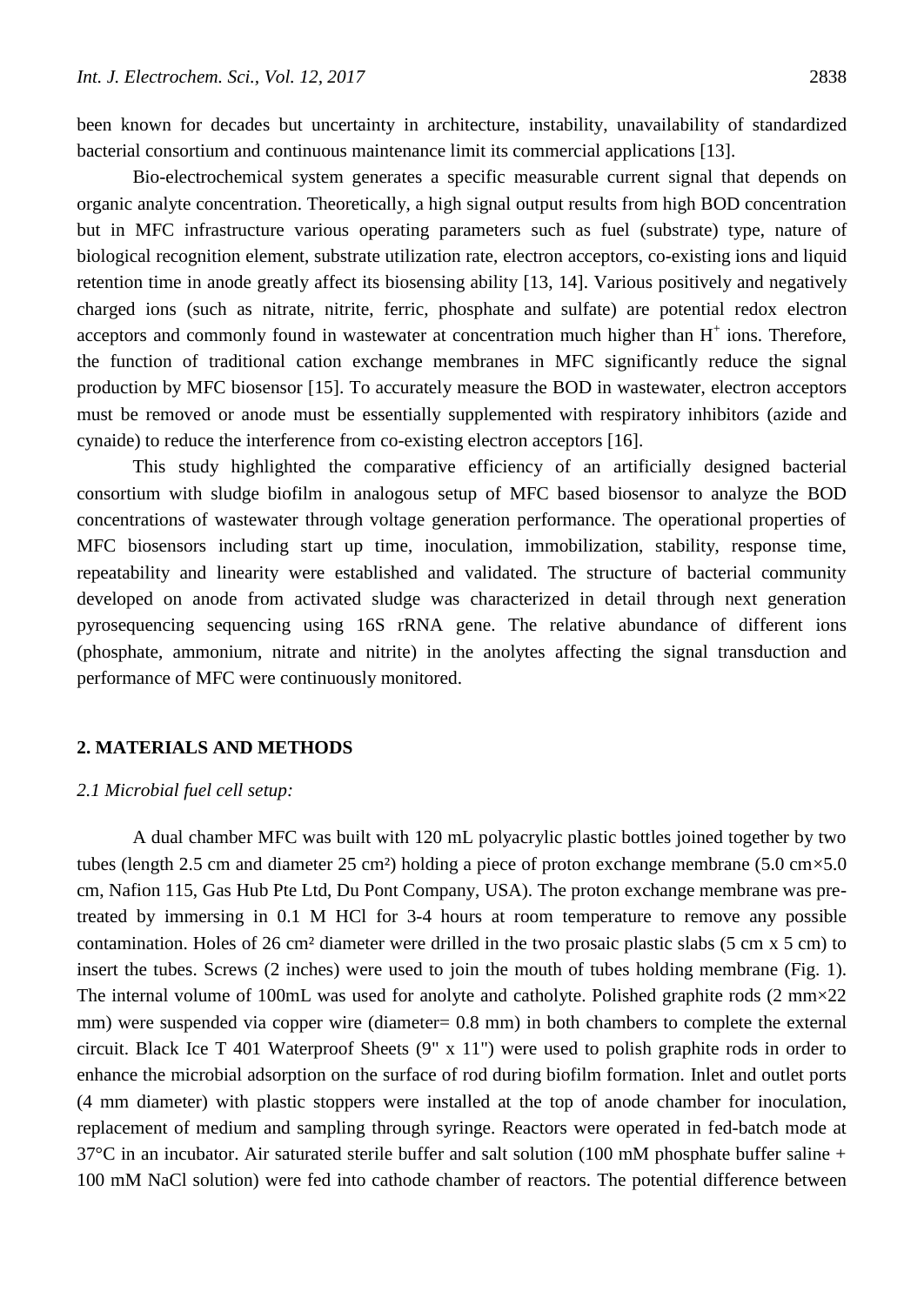been known for decades but uncertainty in architecture, instability, unavailability of standardized bacterial consortium and continuous maintenance limit its commercial applications [13].

Bio-electrochemical system generates a specific measurable current signal that depends on organic analyte concentration. Theoretically, a high signal output results from high BOD concentration but in MFC infrastructure various operating parameters such as fuel (substrate) type, nature of biological recognition element, substrate utilization rate, electron acceptors, co-existing ions and liquid retention time in anode greatly affect its biosensing ability [13, 14]. Various positively and negatively charged ions (such as nitrate, nitrite, ferric, phosphate and sulfate) are potential redox electron acceptors and commonly found in wastewater at concentration much higher than $H^+$ ions. Therefore, the function of traditional cation exchange membranes in MFC significantly reduce the signal production by MFC biosensor [15]. To accurately measure the BOD in wastewater, electron acceptors must be removed or anode must be essentially supplemented with respiratory inhibitors (azide and cynaide) to reduce the interference from co-existing electron acceptors [16].

This study highlighted the comparative efficiency of an artificially designed bacterial consortium with sludge biofilm in analogous setup of MFC based biosensor to analyze the BOD concentrations of wastewater through voltage generation performance. The operational properties of MFC biosensors including start up time, inoculation, immobilization, stability, response time, repeatability and linearity were established and validated. The structure of bacterial community developed on anode from activated sludge was characterized in detail through next generation pyrosequencing sequencing using 16S rRNA gene. The relative abundance of different ions (phosphate, ammonium, nitrate and nitrite) in the anolytes affecting the signal transduction and performance of MFC were continuously monitored.

## 2. MATERIALS AND METHODS

### *2.1 Microbial fuel cell setup:*

A dual chamber MFC was built with 120 mL polyacrylic plastic bottles joined together by two tubes (length 2.5 cm and diameter 25 cm²) holding a piece of proton exchange membrane (5.0 cm×5.0 cm, Nafion 115, Gas Hub Pte Ltd, Du Pont Company, USA). The proton exchange membrane was pre-treated by immersing in 0.1 M HCl for 3-4 hours at room temperature to remove any possible contamination. Holes of 26 cm² diameter were drilled in the two prosaic plastic slabs (5 cm x 5 cm) to insert the tubes. Screws (2 inches) were used to join the mouth of tubes holding membrane (Fig. 1). The internal volume of 100mL was used for analyte and catholyte. Polished graphite rods (2 mm×22 mm) were suspended via copper wire (diameter= 0.8 mm) in both chambers to complete the external circuit. Black Ice T 401 Waterproof Sheets (9" x 11") were used to polish graphite rods in order to enhance the microbial adsorption on the surface of rod during biofilm formation. Inlet and outlet ports (4 mm diameter) with plastic stoppers were installed at the top of anode chamber for inoculation, replacement of medium and sampling through syringe. Reactors were operated in fed-batch mode at 37°C in an incubator. Air saturated sterile buffer and salt solution (100 mM phosphate buffer saline + 100 mM NaCl solution) were fed into cathode chamber of reactors. The potential difference between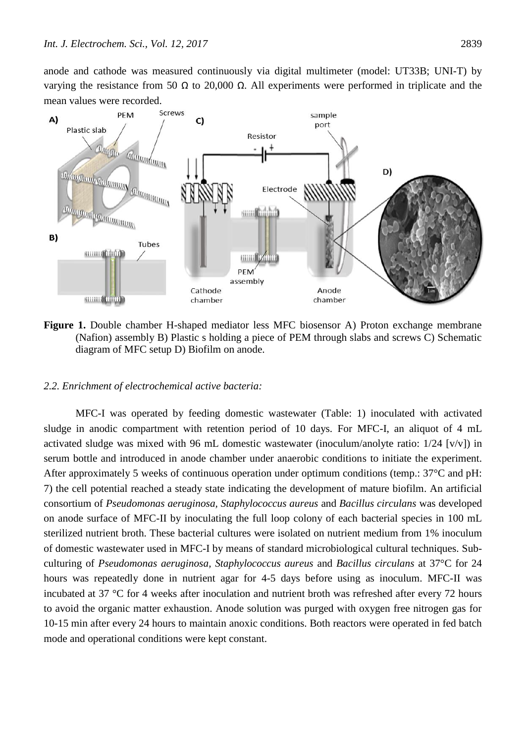anode and cathode was measured continuously via digital multimeter (model: UT33B; UNI-T) by varying the resistance from 50 Ω to 20,000 Ω. All experiments were performed in triplicate and the mean values were recorded.

**Figure 1.** Double chamber H-shaped mediator less MFC biosensor A) Proton exchange membrane (Nafion) assembly B) Plastic s holding a piece of PEM through slabs and screws C) Schematic diagram of MFC setup D) Biofilm on anode.

### *2.2. Enrichment of electrochemical active bacteria:*

MFC-I was operated by feeding domestic wastewater (Table: 1) inoculated with activated sludge in anodic compartment with retention period of 10 days. For MFC-I, an aliquot of 4 mL activated sludge was mixed with 96 mL domestic wastewater (inoculum/anolyte ratio: 1/24 [v/v]) in serum bottle and introduced in anode chamber under anaerobic conditions to initiate the experiment. After approximately 5 weeks of continuous operation under optimum conditions (temp.: 37°C and pH: 7) the cell potential reached a steady state indicating the development of mature biofilm. An artificial consortium of *Pseudomonas aeruginosa, Staphylococcus aureus* and *Bacillus circulans* was developed on anode surface of MFC-II by inoculating the full loop colony of each bacterial species in 100 mL sterilized nutrient broth. These bacterial cultures were isolated on nutrient medium from 1% inoculum of domestic wastewater used in MFC-I by means of standard microbiological cultural techniques. Sub-culturing of *Pseudomonas aeruginosa*, *Staphylococcus aureus* and *Bacillus circulans* at 37°C for 24 hours was repeatedly done in nutrient agar for 4-5 days before using as inoculum. MFC-II was incubated at 37 °C for 4 weeks after inoculation and nutrient broth was refreshed after every 72 hours to avoid the organic matter exhaustion. Anode solution was purged with oxygen free nitrogen gas for 10-15 min after every 24 hours to maintain anoxic conditions. Both reactors were operated in fed batch mode and operational conditions were kept constant.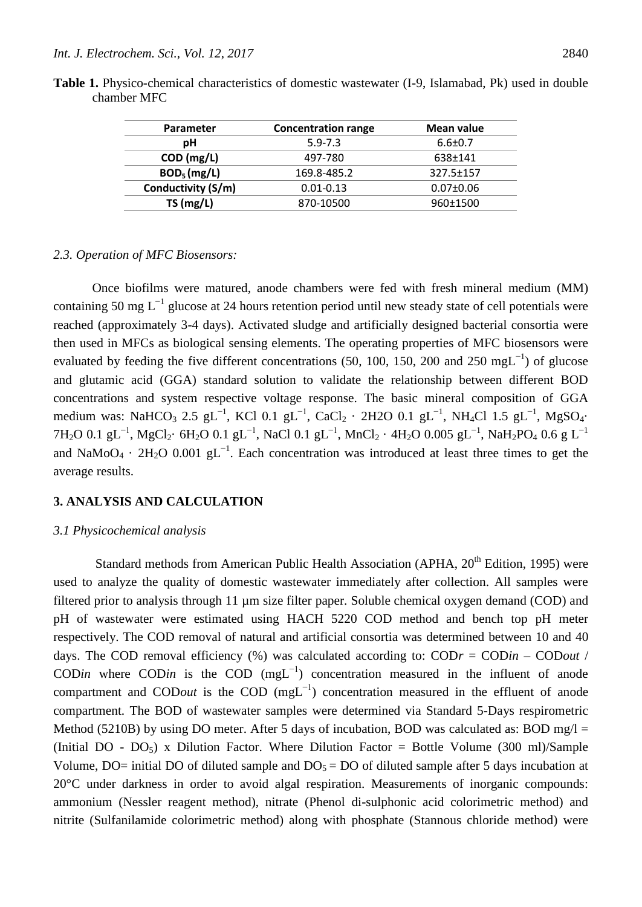**Table 1.** Physico-chemical characteristics of domestic wastewater (I-9, Islamabad, Pk) used in double chamber MFC

| Parameter | Concentration range | Mean value |
|---|---|---|
| pH | 5.9-7.3 | 6.6±0.7 |
| COD (mg/L) | 497-780 | 638±141 |
| $BOD_5$ (mg/L) | 169.8-485.2 | 327.5±157 |
| Conductivity (S/m) | 0.01-0.13 | 0.07±0.06 |
| TS (mg/L) | 870-10500 | 960±1500 |

### *2.3. Operation of MFC Biosensors:*

Once biofilms were matured, anode chambers were fed with fresh mineral medium (MM) containing 50 mg $L^{-1}$ glucose at 24 hours retention period until new steady state of cell potentials were reached (approximately 3-4 days). Activated sludge and artificially designed bacterial consortia were then used in MFCs as biological sensing elements. The operating properties of MFC biosensors were evaluated by feeding the five different concentrations (50, 100, 150, 200 and 250 $mgL^{-1}$) of glucose and glutamic acid (GGA) standard solution to validate the relationship between different BOD concentrations and system respective voltage response. The basic mineral composition of GGA medium was: $NaHCO_3$ 2.5 $gL^{-1}$, KCl 0.1 $gL^{-1}$, $CaCl_2 \cdot 2H2O$ 0.1 $gL^{-1}$, $NH_4Cl$ 1.5 $gL^{-1}$, $MgSO_4 \cdot 7H_2O$ 0.1 $gL^{-1}$, $MgCl_2 \cdot 6H_2O$ 0.1 $gL^{-1}$, NaCl 0.1 $gL^{-1}$, $MnCl_2 \cdot 4H_2O$ 0.005 $gL^{-1}$, $NaH_2PO_4$ 0.6 g $L^{-1}$ and $NaMoO_4 \cdot 2H_2O$ 0.001 $gL^{-1}$. Each concentration was introduced at least three times to get the average results.

## 3. ANALYSIS AND CALCULATION

### *3.1 Physicochemical analysis*

Standard methods from American Public Health Association (APHA, 20th Edition, 1995) were used to analyze the quality of domestic wastewater immediately after collection. All samples were filtered prior to analysis through 11 µm size filter paper. Soluble chemical oxygen demand (COD) and pH of wastewater were estimated using HACH 5220 COD method and bench top pH meter respectively. The COD removal of natural and artificial consortia was determined between 10 and 40 days. The COD removal efficiency (%) was calculated according to: $COD_r = COD_{in} - COD_{out} / COD_{in}$ where $COD_{in}$ is the COD ($mgL^{-1}$) concentration measured in the influent of anode compartment and $COD_{out}$ is the COD ($mgL^{-1}$) concentration measured in the effluent of anode compartment. The BOD of wastewater samples were determined via Standard 5-Days respirometric Method (5210B) by using DO meter. After 5 days of incubation, BOD was calculated as: BOD mg/l = (Initial DO - $DO_5$) x Dilution Factor. Where Dilution Factor = Bottle Volume (300 ml)/Sample Volume, DO= initial DO of diluted sample and $DO_5$ = DO of diluted sample after 5 days incubation at 20°C under darkness in order to avoid algal respiration. Measurements of inorganic compounds: ammonium (Nessler reagent method), nitrate (Phenol di-sulphonic acid colorimetric method) and nitrite (Sulfanilamide colorimetric method) along with phosphate (Stannous chloride method) were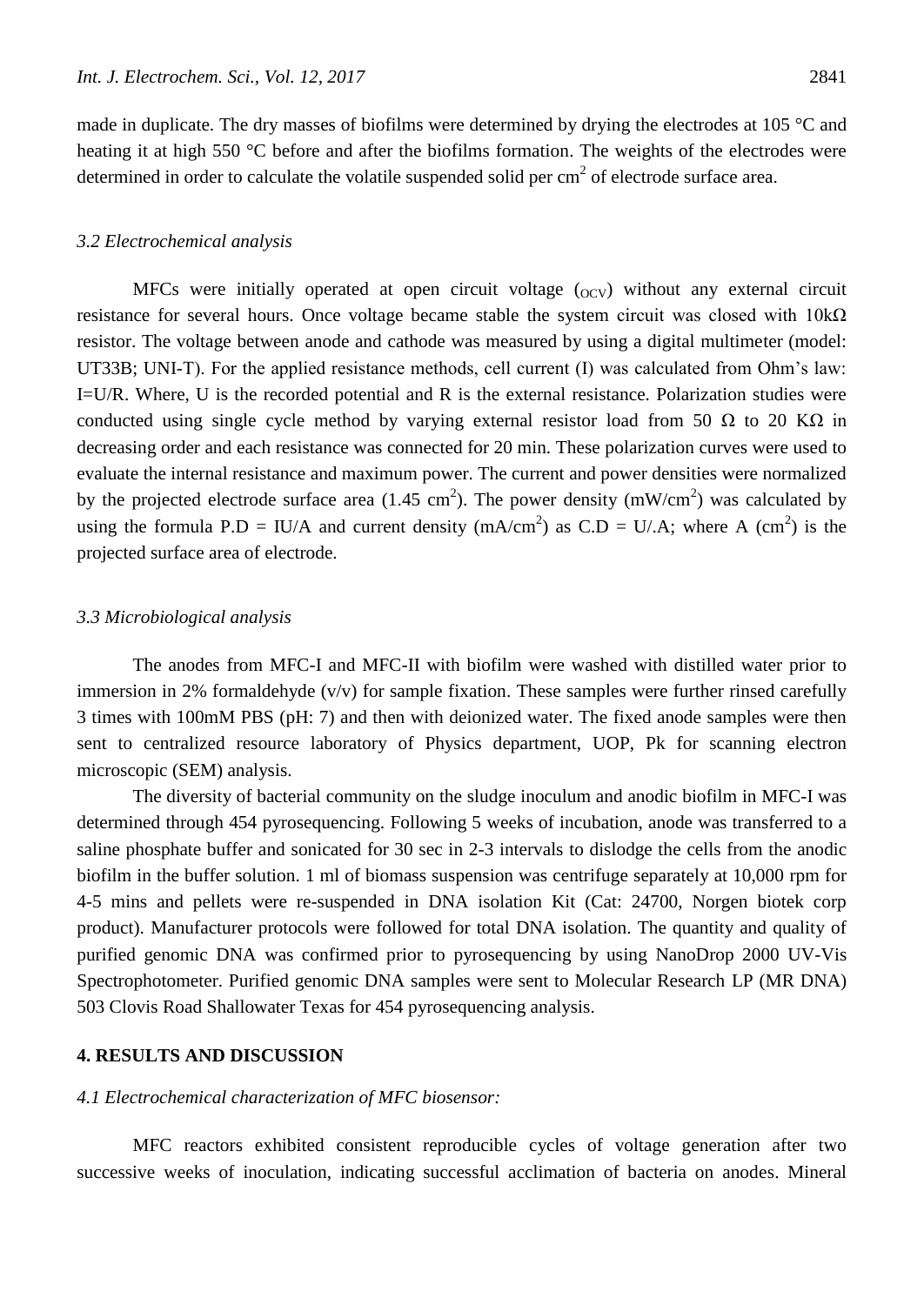made in duplicate. The dry masses of biofilms were determined by drying the electrodes at 105 °C and heating it at high 550 °C before and after the biofilms formation. The weights of the electrodes were determined in order to calculate the volatile suspended solid per $cm^2$ of electrode surface area.

### *3.2 Electrochemical analysis*

MFCs were initially operated at open circuit voltage ($_{OCV}$) without any external circuit resistance for several hours. Once voltage became stable the system circuit was closed with 10kΩ resistor. The voltage between anode and cathode was measured by using a digital multimeter (model: UT33B; UNI-T). For the applied resistance methods, cell current (I) was calculated from Ohm's law: I=U/R. Where, U is the recorded potential and R is the external resistance. Polarization studies were conducted using single cycle method by varying external resistor load from 50 Ω to 20 KΩ in decreasing order and each resistance was connected for 20 min. These polarization curves were used to evaluate the internal resistance and maximum power. The current and power densities were normalized by the projected electrode surface area (1.45 $cm^2$). The power density ($mW/cm^2$) was calculated by using the formula P.D = IU/A and current density ($mA/cm^2$) as C.D = U/.A; where A ($cm^2$) is the projected surface area of electrode.

### *3.3 Microbiological analysis*

The anodes from MFC-I and MFC-II with biofilm were washed with distilled water prior to immersion in 2% formaldehyde (v/v) for sample fixation. These samples were further rinsed carefully 3 times with 100mM PBS (pH: 7) and then with deionized water. The fixed anode samples were then sent to centralized resource laboratory of Physics department, UOP, Pk for scanning electron microscopic (SEM) analysis.

The diversity of bacterial community on the sludge inoculum and anodic biofilm in MFC-I was determined through 454 pyrosequencing. Following 5 weeks of incubation, anode was transferred to a saline phosphate buffer and sonicated for 30 sec in 2-3 intervals to dislodge the cells from the anodic biofilm in the buffer solution. 1 ml of biomass suspension was centrifuge separately at 10,000 rpm for 4-5 mins and pellets were re-suspended in DNA isolation Kit (Cat: 24700, Norgen biotek corp product). Manufacturer protocols were followed for total DNA isolation. The quantity and quality of purified genomic DNA was confirmed prior to pyrosequencing by using NanoDrop 2000 UV-Vis Spectrophotometer. Purified genomic DNA samples were sent to Molecular Research LP (MR DNA) 503 Clovis Road Shallowater Texas for 454 pyrosequencing analysis.

## 4. RESULTS AND DISCUSSION

### *4.1 Electrochemical characterization of MFC biosensor:*

MFC reactors exhibited consistent reproducible cycles of voltage generation after two successive weeks of inoculation, indicating successful acclimation of bacteria on anodes. Mineral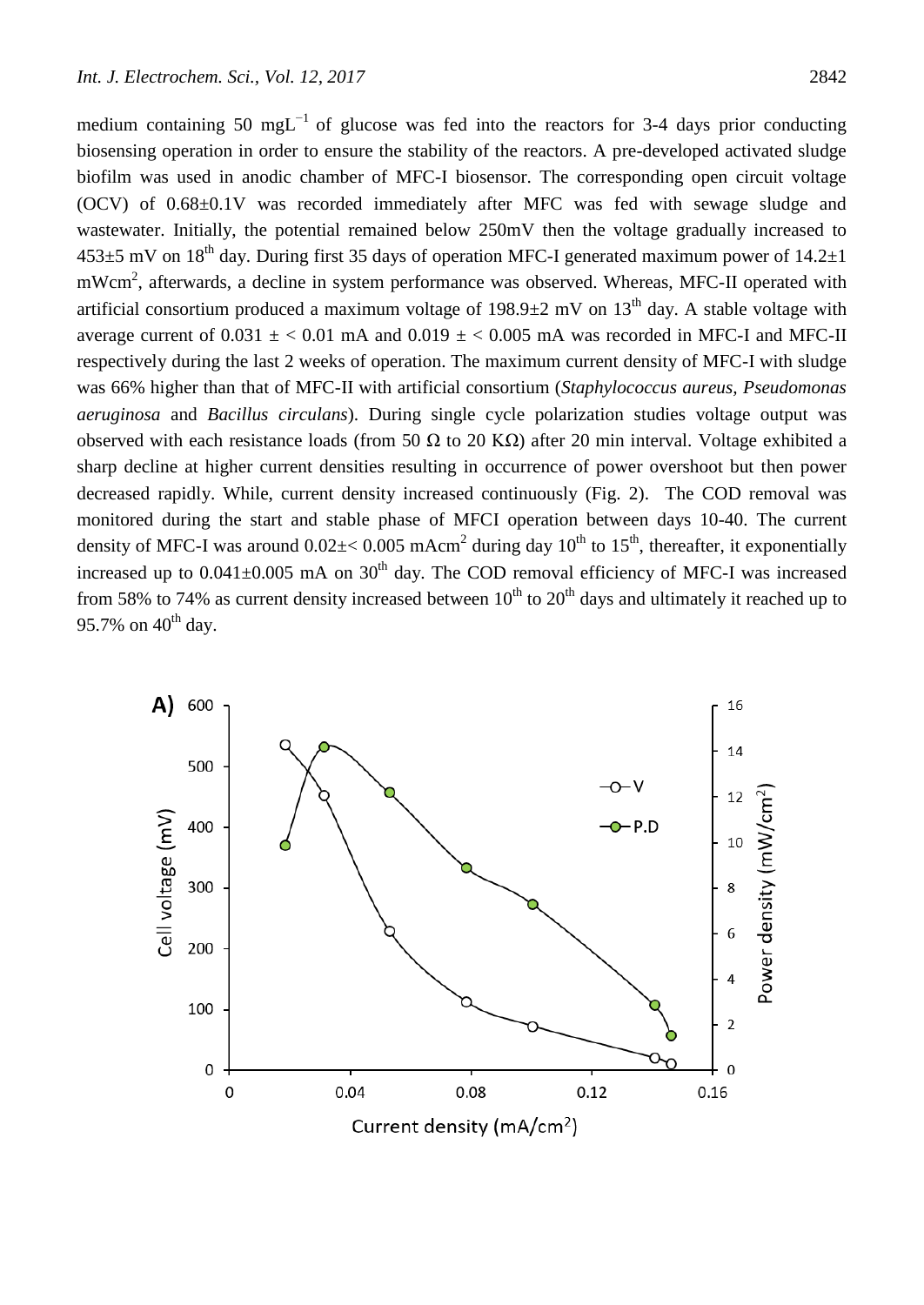medium containing 50 mgL$^{-1}$ of glucose was fed into the reactors for 3-4 days prior conducting biosensing operation in order to ensure the stability of the reactors. A pre-developed activated sludge biofilm was used in anodic chamber of MFC-I biosensor. The corresponding open circuit voltage (OCV) of 0.68±0.1V was recorded immediately after MFC was fed with sewage sludge and wastewater. Initially, the potential remained below 250mV then the voltage gradually increased to 453±5 mV on 18$^{th}$ day. During first 35 days of operation MFC-I generated maximum power of 14.2±1 mWcm$^2$, afterwards, a decline in system performance was observed. Whereas, MFC-II operated with artificial consortium produced a maximum voltage of 198.9±2 mV on 13$^{th}$ day. A stable voltage with average current of 0.031 ± < 0.01 mA and 0.019 ± < 0.005 mA was recorded in MFC-I and MFC-II respectively during the last 2 weeks of operation. The maximum current density of MFC-I with sludge was 66% higher than that of MFC-II with artificial consortium (*Staphylococcus aureus, Pseudomonas aeruginosa* and *Bacillus circulans*). During single cycle polarization studies voltage output was observed with each resistance loads (from 50 Ω to 20 KΩ) after 20 min interval. Voltage exhibited a sharp decline at higher current densities resulting in occurrence of power overshoot but then power decreased rapidly. While, current density increased continuously (Fig. 2). The COD removal was monitored during the start and stable phase of MFCI operation between days 10-40. The current density of MFC-I was around 0.02±< 0.005 mAcm$^2$ during day 10$^{th}$ to 15$^{th}$, thereafter, it exponentially increased up to 0.041±0.005 mA on 30$^{th}$ day. The COD removal efficiency of MFC-I was increased from 58% to 74% as current density increased between 10$^{th}$ to 20$^{th}$ days and ultimately it reached up to 95.7% on 40$^{th}$ day.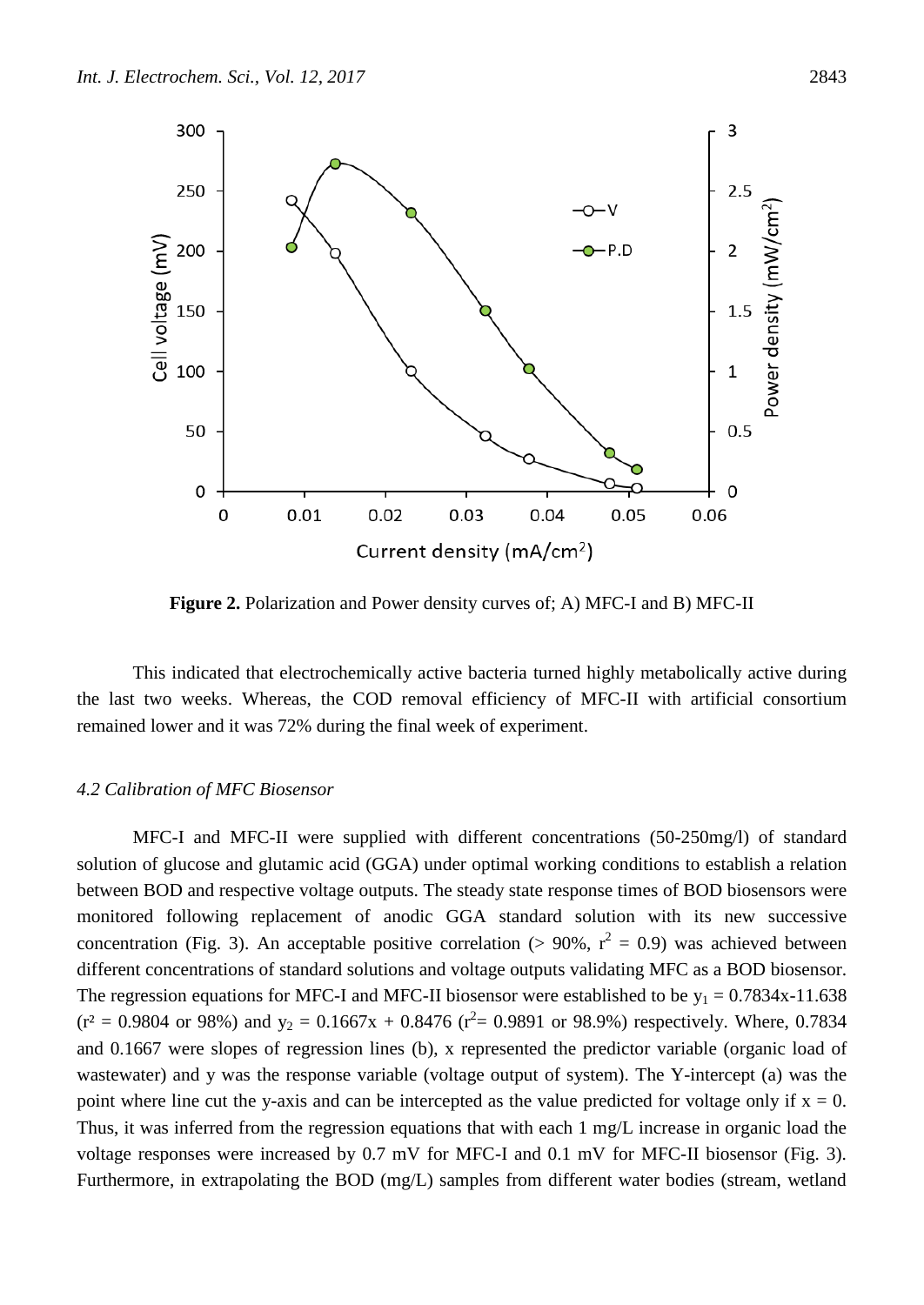**Figure 2.** Polarization and Power density curves of; A) MFC-I and B) MFC-II

This indicated that electrochemically active bacteria turned highly metabolically active during the last two weeks. Whereas, the COD removal efficiency of MFC-II with artificial consortium remained lower and it was 72% during the final week of experiment.

### *4.2 Calibration of MFC Biosensor*

MFC-I and MFC-II were supplied with different concentrations (50-250mg/l) of standard solution of glucose and glutamic acid (GGA) under optimal working conditions to establish a relation between BOD and respective voltage outputs. The steady state response times of BOD biosensors were monitored following replacement of anodic GGA standard solution with its new successive concentration (Fig. 3). An acceptable positive correlation (> 90%, $r^2 = 0.9$) was achieved between different concentrations of standard solutions and voltage outputs validating MFC as a BOD biosensor. The regression equations for MFC-I and MFC-II biosensor were established to be $y_1 = 0.7834x-11.638$ ($r^2 = 0.9804$ or 98%) and $y_2 = 0.1667x + 0.8476$ ($r^2 = 0.9891$ or 98.9%) respectively. Where, 0.7834 and 0.1667 were slopes of regression lines (b), x represented the predictor variable (organic load of wastewater) and y was the response variable (voltage output of system). The Y-intercept (a) was the point where line cut the y-axis and can be intercepted as the value predicted for voltage only if $x = 0$. Thus, it was inferred from the regression equations that with each 1 mg/L increase in organic load the voltage responses were increased by 0.7 mV for MFC-I and 0.1 mV for MFC-II biosensor (Fig. 3). Furthermore, in extrapolating the BOD (mg/L) samples from different water bodies (stream, wetland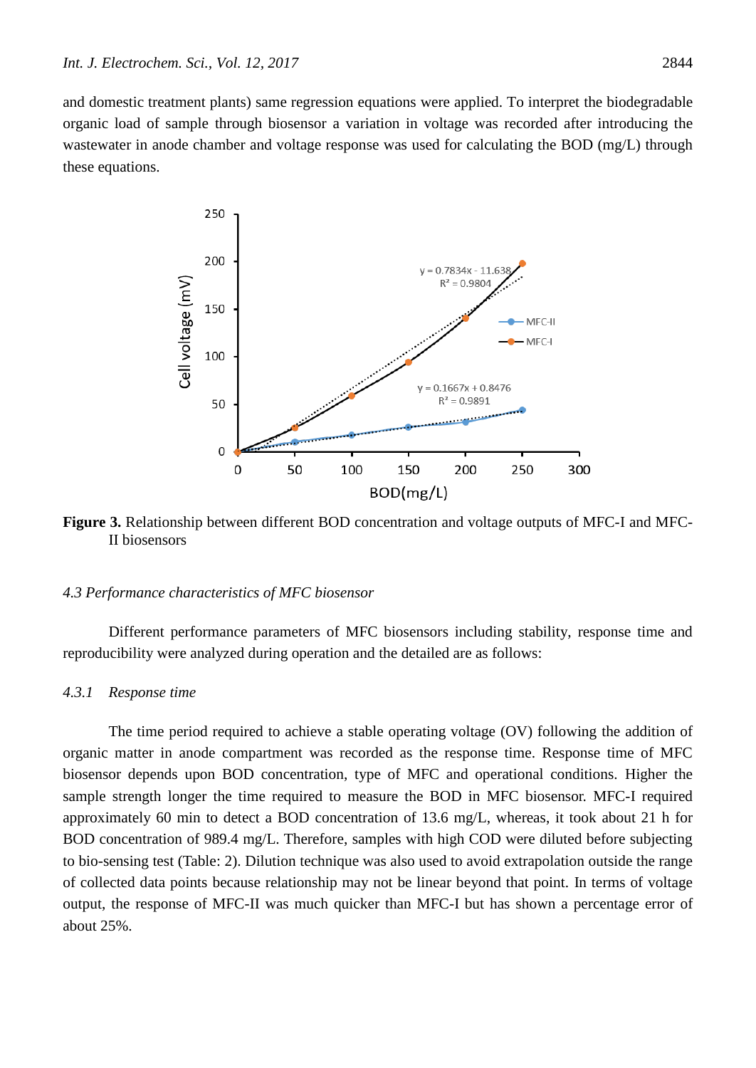and domestic treatment plants) same regression equations were applied. To interpret the biodegradable organic load of sample through biosensor a variation in voltage was recorded after introducing the wastewater in anode chamber and voltage response was used for calculating the BOD (mg/L) through these equations.

**Figure 3.** Relationship between different BOD concentration and voltage outputs of MFC-I and MFC-II biosensors

### 4.3 Performance characteristics of MFC biosensor

Different performance parameters of MFC biosensors including stability, response time and reproducibility were analyzed during operation and the detailed are as follows:

#### 4.3.1 Response time

The time period required to achieve a stable operating voltage (OV) following the addition of organic matter in anode compartment was recorded as the response time. Response time of MFC biosensor depends upon BOD concentration, type of MFC and operational conditions. Higher the sample strength longer the time required to measure the BOD in MFC biosensor. MFC-I required approximately 60 min to detect a BOD concentration of 13.6 mg/L, whereas, it took about 21 h for BOD concentration of 989.4 mg/L. Therefore, samples with high COD were diluted before subjecting to bio-sensing test (Table: 2). Dilution technique was also used to avoid extrapolation outside the range of collected data points because relationship may not be linear beyond that point. In terms of voltage output, the response of MFC-II was much quicker than MFC-I but has shown a percentage error of about 25%.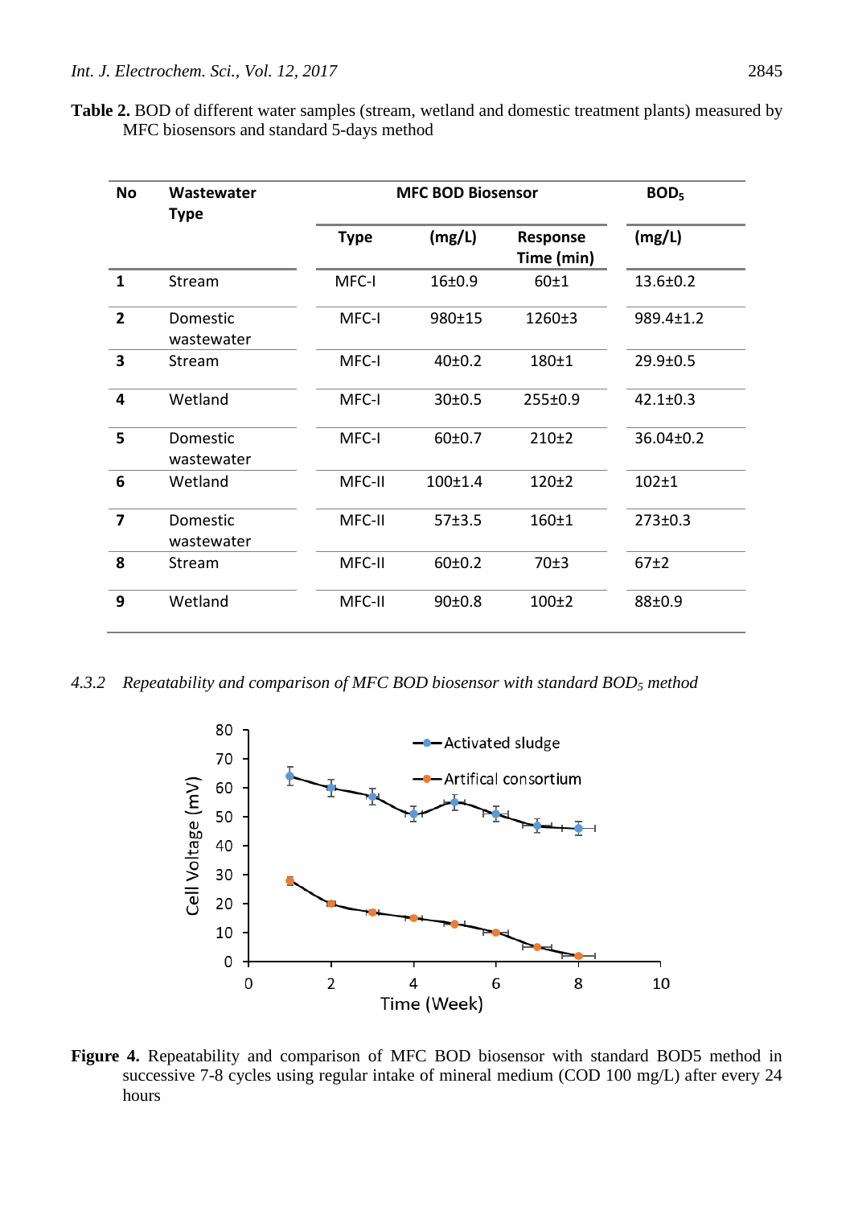**Table 2.** BOD of different water samples (stream, wetland and domestic treatment plants) measured by MFC biosensors and standard 5-days method

| No | Wastewater Type | MFC BOD Biosensor | | | $BOD_5$ |
|---|---|---|---|---|---|
| | | Type | (mg/L) | Response Time (min) | (mg/L) |
| 1 | Stream | MFC-I | 16±0.9 | 60±1 | 13.6±0.2 |
| 2 | Domestic wastewater | MFC-I | 980±15 | 1260±3 | 989.4±1.2 |
| 3 | Stream | MFC-I | 40±0.2 | 180±1 | 29.9±0.5 |
| 4 | Wetland | MFC-I | 30±0.5 | 255±0.9 | 42.1±0.3 |
| 5 | Domestic wastewater | MFC-I | 60±0.7 | 210±2 | 36.04±0.2 |
| 6 | Wetland | MFC-II | 100±1.4 | 120±2 | 102±1 |
| 7 | Domestic wastewater | MFC-II | 57±3.5 | 160±1 | 273±0.3 |
| 8 | Stream | MFC-II | 60±0.2 | 70±3 | 67±2 |
| 9 | Wetland | MFC-II | 90±0.8 | 100±2 | 88±0.9 |

*4.3.2 Repeatability and comparison of MFC BOD biosensor with standard $BOD_5$ method*

**Figure 4.** Repeatability and comparison of MFC BOD biosensor with standard BOD5 method in successive 7-8 cycles using regular intake of mineral medium (COD 100 mg/L) after every 24 hours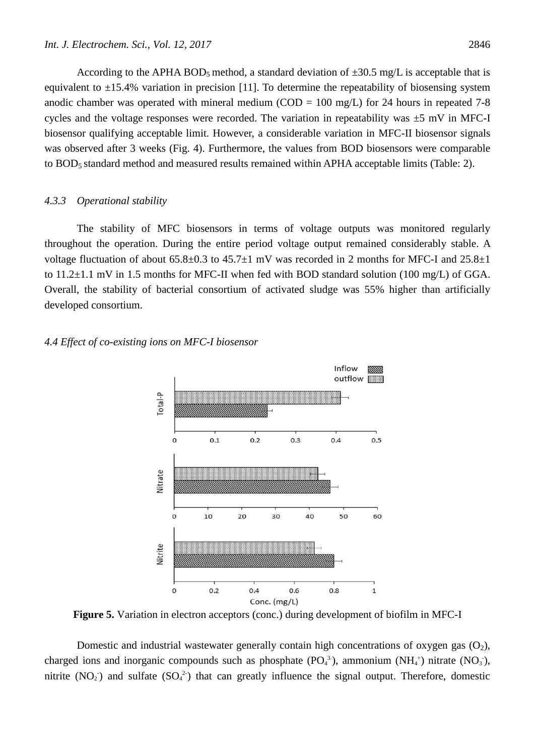According to the APHA $BOD_5$ method, a standard deviation of ±30.5 mg/L is acceptable that is equivalent to ±15.4% variation in precision [11]. To determine the repeatability of biosensing system anodic chamber was operated with mineral medium (COD = 100 mg/L) for 24 hours in repeated 7-8 cycles and the voltage responses were recorded. The variation in repeatability was ±5 mV in MFC-I biosensor qualifying acceptable limit. However, a considerable variation in MFC-II biosensor signals was observed after 3 weeks (Fig. 4). Furthermore, the values from BOD biosensors were comparable to $BOD_5$ standard method and measured results remained within APHA acceptable limits (Table: 2).

### *4.3.3 Operational stability*

The stability of MFC biosensors in terms of voltage outputs was monitored regularly throughout the operation. During the entire period voltage output remained considerably stable. A voltage fluctuation of about 65.8±0.3 to 45.7±1 mV was recorded in 2 months for MFC-I and 25.8±1 to 11.2±1.1 mV in 1.5 months for MFC-II when fed with BOD standard solution (100 mg/L) of GGA. Overall, the stability of bacterial consortium of activated sludge was 55% higher than artificially developed consortium.

### *4.4 Effect of co-existing ions on MFC-I biosensor*

**Figure 5.** Variation in electron acceptors (conc.) during development of biofilm in MFC-I

Domestic and industrial wastewater generally contain high concentrations of oxygen gas ($O_2$), charged ions and inorganic compounds such as phosphate ($PO_4^{3-}$), ammonium ($NH_4^+$) nitrate ($NO_3^-$), nitrite ($NO_2^-$) and sulfate ($SO_4^{2-}$) that can greatly influence the signal output. Therefore, domestic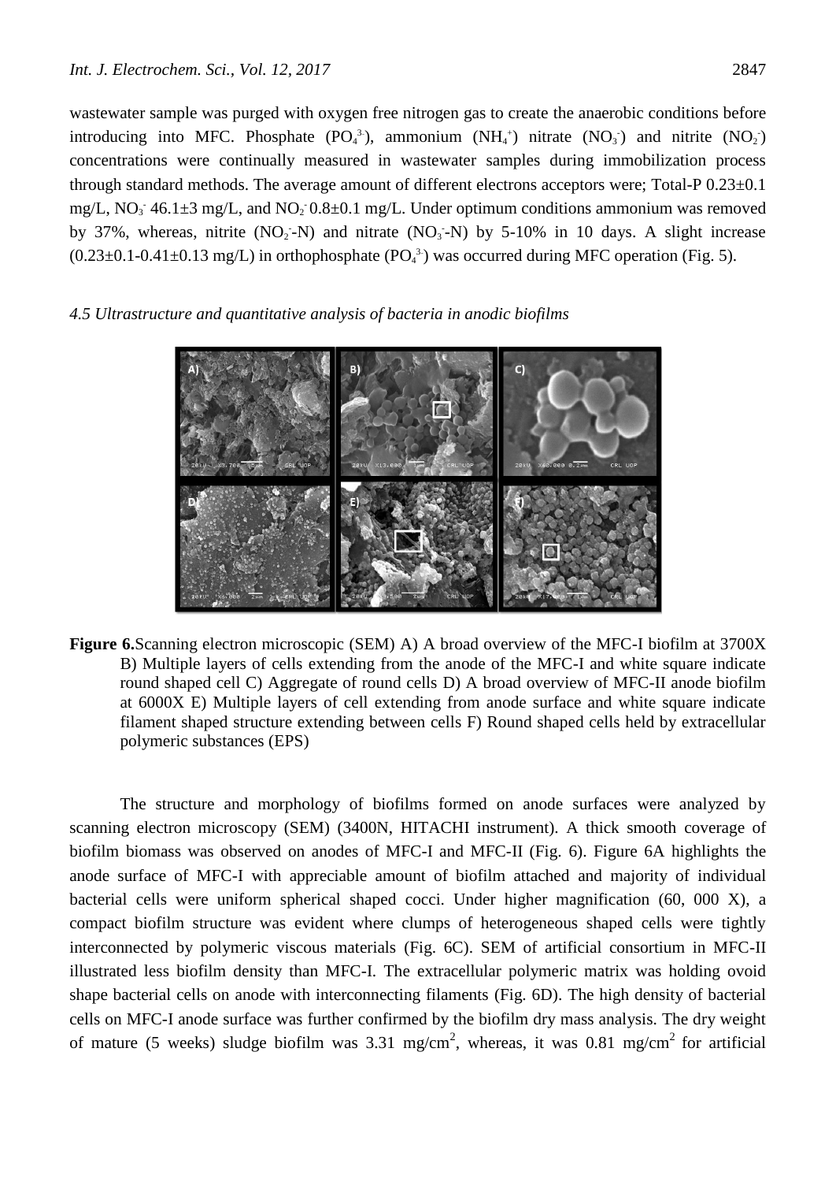wastewater sample was purged with oxygen free nitrogen gas to create the anaerobic conditions before introducing into MFC. Phosphate ($PO_4^{3-}$), ammonium ($NH_4^+$) nitrate ($NO_3^-$) and nitrite ($NO_2^-$) concentrations were continually measured in wastewater samples during immobilization process through standard methods. The average amount of different electrons acceptors were; Total-P 0.23±0.1 mg/L, $NO_3^-$ 46.1±3 mg/L, and $NO_2^-$ 0.8±0.1 mg/L. Under optimum conditions ammonium was removed by 37%, whereas, nitrite ($NO_2^-$-N) and nitrate ($NO_3^-$-N) by 5-10% in 10 days. A slight increase (0.23±0.1-0.41±0.13 mg/L) in orthophosphate ($PO_4^{3-}$) was occurred during MFC operation (Fig. 5).

### 4.5 Ultrastructure and quantitative analysis of bacteria in anodic biofilms

**Figure 6.** Scanning electron microscopic (SEM) A) A broad overview of the MFC-I biofilm at 3700X B) Multiple layers of cells extending from the anode of the MFC-I and white square indicate round shaped cell C) Aggregate of round cells D) A broad overview of MFC-II anode biofilm at 6000X E) Multiple layers of cell extending from anode surface and white square indicate filament shaped structure extending between cells F) Round shaped cells held by extracellular polymeric substances (EPS)

The structure and morphology of biofilms formed on anode surfaces were analyzed by scanning electron microscopy (SEM) (3400N, HITACHI instrument). A thick smooth coverage of biofilm biomass was observed on anodes of MFC-I and MFC-II (Fig. 6). Figure 6A highlights the anode surface of MFC-I with appreciable amount of biofilm attached and majority of individual bacterial cells were uniform spherical shaped cocci. Under higher magnification (60, 000 X), a compact biofilm structure was evident where clumps of heterogeneous shaped cells were tightly interconnected by polymeric viscous materials (Fig. 6C). SEM of artificial consortium in MFC-II illustrated less biofilm density than MFC-I. The extracellular polymeric matrix was holding ovoid shape bacterial cells on anode with interconnecting filaments (Fig. 6D). The high density of bacterial cells on MFC-I anode surface was further confirmed by the biofilm dry mass analysis. The dry weight of mature (5 weeks) sludge biofilm was 3.31 mg/cm$^2$, whereas, it was 0.81 mg/cm$^2$ for artificial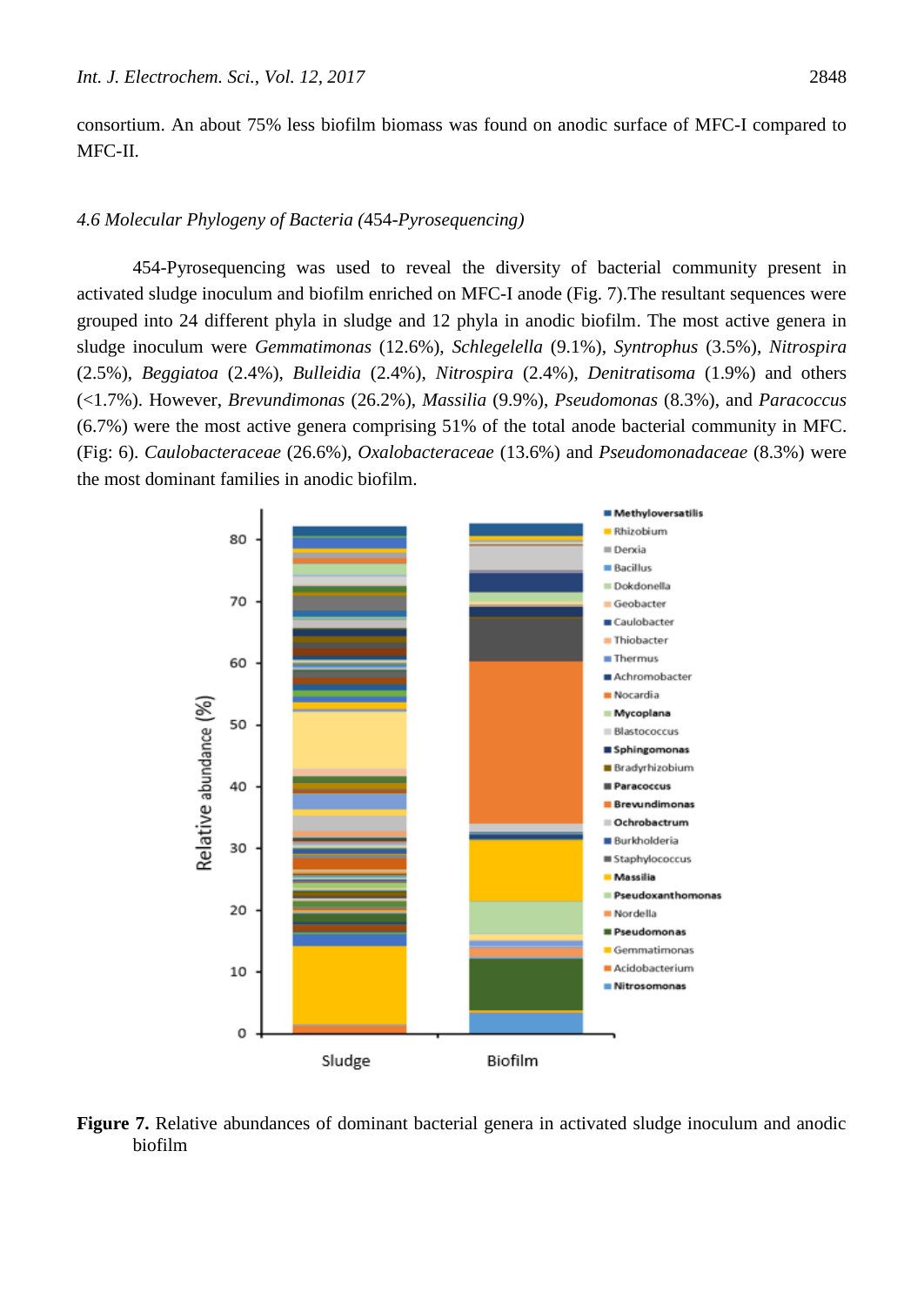consortium. An about 75% less biofilm biomass was found on anodic surface of MFC-I compared to MFC-II.

### *4.6 Molecular Phylogeny of Bacteria* (454-*Pyrosequencing)*

454-Pyrosequencing was used to reveal the diversity of bacterial community present in activated sludge inoculum and biofilm enriched on MFC-I anode (Fig. 7).The resultant sequences were grouped into 24 different phyla in sludge and 12 phyla in anodic biofilm. The most active genera in sludge inoculum were *Gemmatimonas* (12.6%), *Schlegelella* (9.1%), *Syntrophus* (3.5%), *Nitrospira* (2.5%), *Beggiatoa* (2.4%), *Bulleidia* (2.4%), *Nitrospira* (2.4%), *Denitratisoma* (1.9%) and others (<1.7%). However, *Brevundimonas* (26.2%), *Massilia* (9.9%), *Pseudomonas* (8.3%), and *Paracoccus* (6.7%) were the most active genera comprising 51% of the total anode bacterial community in MFC. (Fig: 6). *Caulobacteraceae* (26.6%), *Oxalobacteraceae* (13.6%) and *Pseudomonadaceae* (8.3%) were the most dominant families in anodic biofilm.

**Figure 7.** Relative abundances of dominant bacterial genera in activated sludge inoculum and anodic biofilm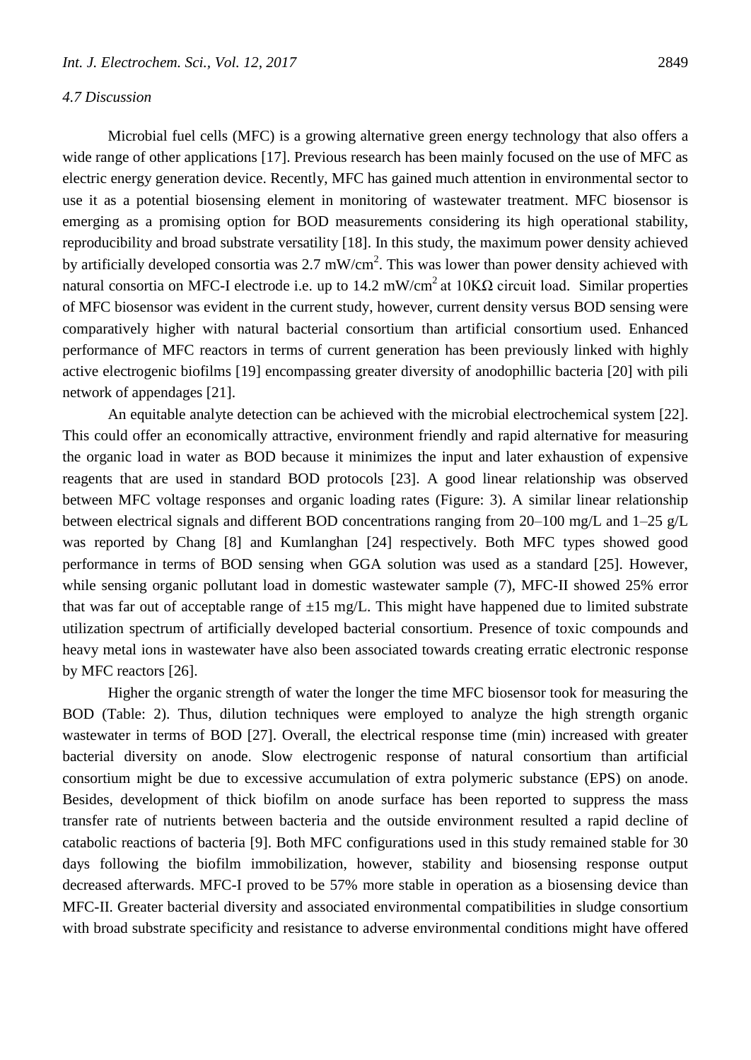*4.7 Discussion*

Microbial fuel cells (MFC) is a growing alternative green energy technology that also offers a wide range of other applications [17]. Previous research has been mainly focused on the use of MFC as electric energy generation device. Recently, MFC has gained much attention in environmental sector to use it as a potential biosensing element in monitoring of wastewater treatment. MFC biosensor is emerging as a promising option for BOD measurements considering its high operational stability, reproducibility and broad substrate versatility [18]. In this study, the maximum power density achieved by artificially developed consortia was 2.7 mW/cm$^2$. This was lower than power density achieved with natural consortia on MFC-I electrode i.e. up to 14.2 mW/cm$^2$ at 10KΩ circuit load. Similar properties of MFC biosensor was evident in the current study, however, current density versus BOD sensing were comparatively higher with natural bacterial consortium than artificial consortium used. Enhanced performance of MFC reactors in terms of current generation has been previously linked with highly active electrogenic biofilms [19] encompassing greater diversity of anodophillic bacteria [20] with pili network of appendages [21].

An equitable analyte detection can be achieved with the microbial electrochemical system [22]. This could offer an economically attractive, environment friendly and rapid alternative for measuring the organic load in water as BOD because it minimizes the input and later exhaustion of expensive reagents that are used in standard BOD protocols [23]. A good linear relationship was observed between MFC voltage responses and organic loading rates (Figure: 3). A similar linear relationship between electrical signals and different BOD concentrations ranging from 20–100 mg/L and 1–25 g/L was reported by Chang [8] and Kumlanghan [24] respectively. Both MFC types showed good performance in terms of BOD sensing when GGA solution was used as a standard [25]. However, while sensing organic pollutant load in domestic wastewater sample (7), MFC-II showed 25% error that was far out of acceptable range of ±15 mg/L. This might have happened due to limited substrate utilization spectrum of artificially developed bacterial consortium. Presence of toxic compounds and heavy metal ions in wastewater have also been associated towards creating erratic electronic response by MFC reactors [26].

Higher the organic strength of water the longer the time MFC biosensor took for measuring the BOD (Table: 2). Thus, dilution techniques were employed to analyze the high strength organic wastewater in terms of BOD [27]. Overall, the electrical response time (min) increased with greater bacterial diversity on anode. Slow electrogenic response of natural consortium than artificial consortium might be due to excessive accumulation of extra polymeric substance (EPS) on anode. Besides, development of thick biofilm on anode surface has been reported to suppress the mass transfer rate of nutrients between bacteria and the outside environment resulted a rapid decline of catabolic reactions of bacteria [9]. Both MFC configurations used in this study remained stable for 30 days following the biofilm immobilization, however, stability and biosensing response output decreased afterwards. MFC-I proved to be 57% more stable in operation as a biosensing device than MFC-II. Greater bacterial diversity and associated environmental compatibilities in sludge consortium with broad substrate specificity and resistance to adverse environmental conditions might have offered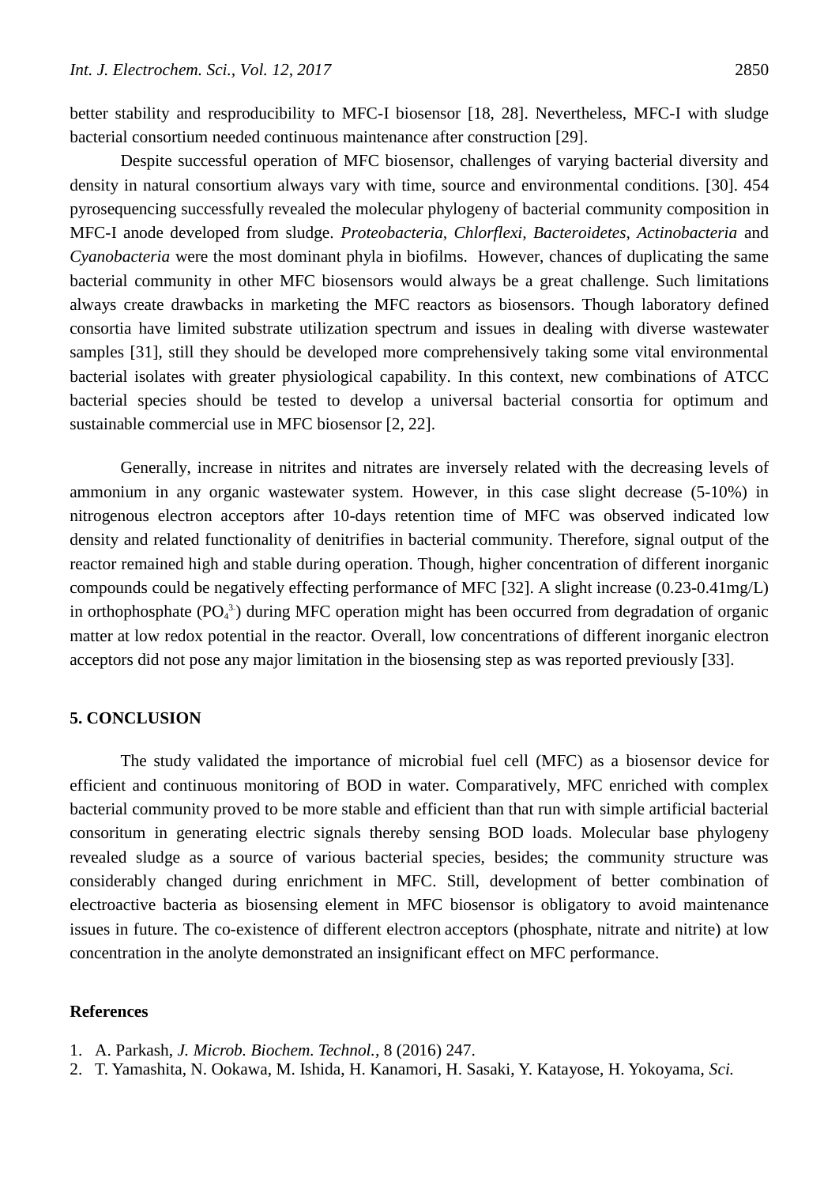better stability and resproducibility to MFC-I biosensor [18, 28]. Nevertheless, MFC-I with sludge bacterial consortium needed continuous maintenance after construction [29].

Despite successful operation of MFC biosensor, challenges of varying bacterial diversity and density in natural consortium always vary with time, source and environmental conditions. [30]. 454 pyrosequencing successfully revealed the molecular phylogeny of bacterial community composition in MFC-I anode developed from sludge. *Proteobacteria, Chlorflexi, Bacteroidetes, Actinobacteria* and *Cyanobacteria* were the most dominant phyla in biofilms. However, chances of duplicating the same bacterial community in other MFC biosensors would always be a great challenge. Such limitations always create drawbacks in marketing the MFC reactors as biosensors. Though laboratory defined consortia have limited substrate utilization spectrum and issues in dealing with diverse wastewater samples [31], still they should be developed more comprehensively taking some vital environmental bacterial isolates with greater physiological capability. In this context, new combinations of ATCC bacterial species should be tested to develop a universal bacterial consortia for optimum and sustainable commercial use in MFC biosensor [2, 22].

Generally, increase in nitrites and nitrates are inversely related with the decreasing levels of ammonium in any organic wastewater system. However, in this case slight decrease (5-10%) in nitrogenous electron acceptors after 10-days retention time of MFC was observed indicated low density and related functionality of denitrifies in bacterial community. Therefore, signal output of the reactor remained high and stable during operation. Though, higher concentration of different inorganic compounds could be negatively effecting performance of MFC [32]. A slight increase (0.23-0.41mg/L) in orthophosphate ($PO_4^{3-}$) during MFC operation might has been occurred from degradation of organic matter at low redox potential in the reactor. Overall, low concentrations of different inorganic electron acceptors did not pose any major limitation in the biosensing step as was reported previously [33].

## 5. CONCLUSION

The study validated the importance of microbial fuel cell (MFC) as a biosensor device for efficient and continuous monitoring of BOD in water. Comparatively, MFC enriched with complex bacterial community proved to be more stable and efficient than that run with simple artificial bacterial consoritum in generating electric signals thereby sensing BOD loads. Molecular base phylogeny revealed sludge as a source of various bacterial species, besides; the community structure was considerably changed during enrichment in MFC. Still, development of better combination of electroactive bacteria as biosensing element in MFC biosensor is obligatory to avoid maintenance issues in future. The co-existence of different electron acceptors (phosphate, nitrate and nitrite) at low concentration in the anolyte demonstrated an insignificant effect on MFC performance.

## References

1. A. Parkash, *J. Microb. Biochem. Technol.*, 8 (2016) 247.
2. T. Yamashita, N. Ookawa, M. Ishida, H. Kanamori, H. Sasaki, Y. Katayose, H. Yokoyama, *Sci.*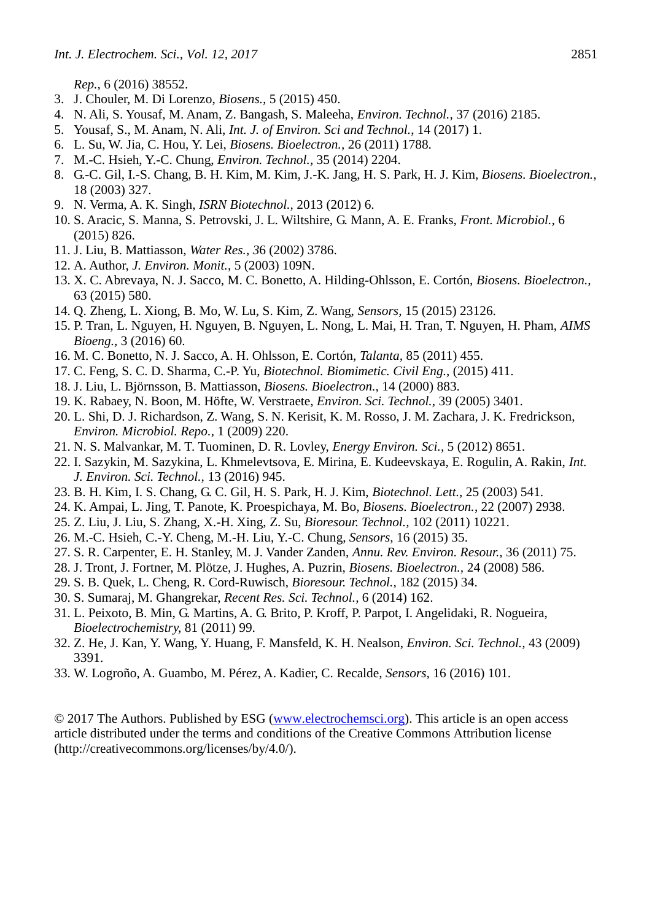*Rep.*, 6 (2016) 38552.

3. J. Chouler, M. Di Lorenzo, *Biosens.*, 5 (2015) 450.
4. N. Ali, S. Yousaf, M. Anam, Z. Bangash, S. Maleeha, *Environ. Technol.*, 37 (2016) 2185.
5. Yousaf, S., M. Anam, N. Ali, *Int. J. of Environ. Sci and Technol.*, 14 (2017) 1.
6. L. Su, W. Jia, C. Hou, Y. Lei, *Biosens. Bioelectron.*, 26 (2011) 1788.
7. M.-C. Hsieh, Y.-C. Chung, *Environ. Technol.*, 35 (2014) 2204.
8. G.-C. Gil, I.-S. Chang, B. H. Kim, M. Kim, J.-K. Jang, H. S. Park, H. J. Kim, *Biosens. Bioelectron.*, 18 (2003) 327.
9. N. Verma, A. K. Singh, *ISRN Biotechnol.*, 2013 (2012) 6.
10. S. Aracic, S. Manna, S. Petrovski, J. L. Wiltshire, G. Mann, A. E. Franks, *Front. Microbiol.*, 6 (2015) 826.
11. J. Liu, B. Mattiasson, *Water Res.*, 36 (2002) 3786.
12. A. Author, *J. Environ. Monit.*, 5 (2003) 109N.
13. X. C. Abrevaya, N. J. Sacco, M. C. Bonetto, A. Hilding-Ohlsson, E. Cortón, *Biosens. Bioelectron.*, 63 (2015) 580.
14. Q. Zheng, L. Xiong, B. Mo, W. Lu, S. Kim, Z. Wang, *Sensors*, 15 (2015) 23126.
15. P. Tran, L. Nguyen, H. Nguyen, B. Nguyen, L. Nong, L. Mai, H. Tran, T. Nguyen, H. Pham, *AIMS Bioeng.*, 3 (2016) 60.
16. M. C. Bonetto, N. J. Sacco, A. H. Ohlsson, E. Cortón, *Talanta*, 85 (2011) 455.
17. C. Feng, S. C. D. Sharma, C.-P. Yu, *Biotechnol. Biomimetic. Civil Eng.*, (2015) 411.
18. J. Liu, L. Björnsson, B. Mattiasson, *Biosens. Bioelectron.*, 14 (2000) 883.
19. K. Rabaey, N. Boon, M. Höfte, W. Verstraete, *Environ. Sci. Technol.*, 39 (2005) 3401.
20. L. Shi, D. J. Richardson, Z. Wang, S. N. Kerisit, K. M. Rosso, J. M. Zachara, J. K. Fredrickson, *Environ. Microbiol. Repo.*, 1 (2009) 220.
21. N. S. Malvankar, M. T. Tuominen, D. R. Lovley, *Energy Environ. Sci.*, 5 (2012) 8651.
22. I. Sazykin, M. Sazykina, L. Khmelevtsova, E. Mirina, E. Kudeevskaya, E. Rogulin, A. Rakin, *Int. J. Environ. Sci. Technol.*, 13 (2016) 945.
23. B. H. Kim, I. S. Chang, G. C. Gil, H. S. Park, H. J. Kim, *Biotechnol. Lett.*, 25 (2003) 541.
24. K. Ampai, L. Jing, T. Panote, K. Proespichaya, M. Bo, *Biosens. Bioelectron.*, 22 (2007) 2938.
25. Z. Liu, J. Liu, S. Zhang, X.-H. Xing, Z. Su, *Bioresour. Technol.*, 102 (2011) 10221.
26. M.-C. Hsieh, C.-Y. Cheng, M.-H. Liu, Y.-C. Chung, *Sensors*, 16 (2015) 35.
27. S. R. Carpenter, E. H. Stanley, M. J. Vander Zanden, *Annu. Rev. Environ. Resour.*, 36 (2011) 75.
28. J. Tront, J. Fortner, M. Plötze, J. Hughes, A. Puzrin, *Biosens. Bioelectron.*, 24 (2008) 586.
29. S. B. Quek, L. Cheng, R. Cord-Ruwisch, *Bioresour. Technol.*, 182 (2015) 34.
30. S. Sumaraj, M. Ghangrekar, *Recent Res. Sci. Technol.*, 6 (2014) 162.
31. L. Peixoto, B. Min, G. Martins, A. G. Brito, P. Kroff, P. Parpot, I. Angelidaki, R. Nogueira, *Bioelectrochemistry*, 81 (2011) 99.
32. Z. He, J. Kan, Y. Wang, Y. Huang, F. Mansfeld, K. H. Nealson, *Environ. Sci. Technol.*, 43 (2009) 3391.
33. W. Logroño, A. Guambo, M. Pérez, A. Kadier, C. Recalde, *Sensors*, 16 (2016) 101.

© 2017 The Authors. Published by ESG (www.electrochemsci.org). This article is an open access article distributed under the terms and conditions of the Creative Commons Attribution license (http://creativecommons.org/licenses/by/4.0/).